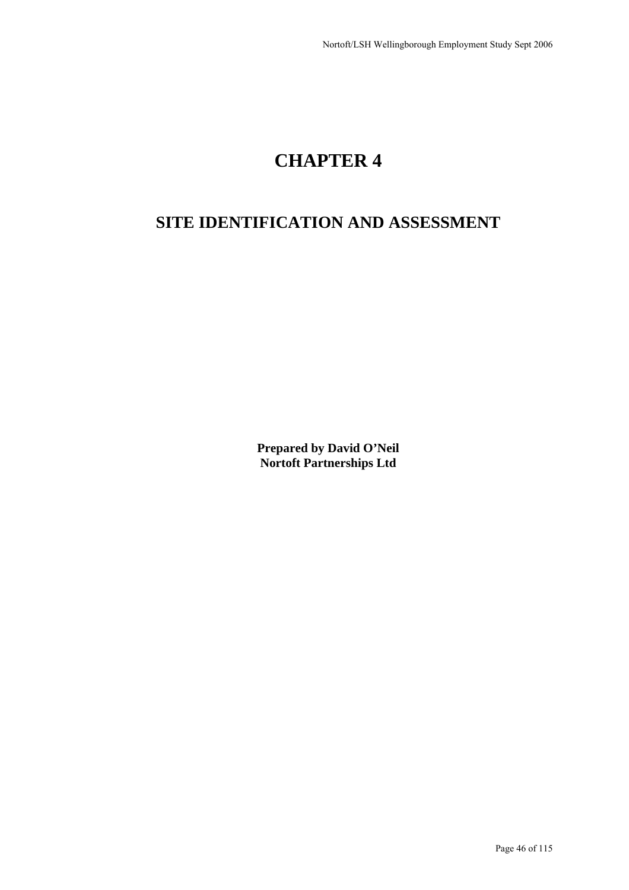# CHAPTER 4

## SITE IDENTIFICATION AND ASSESSMENT

**Prepared by David O'Neil**
**Nortoft Partnerships Ltd**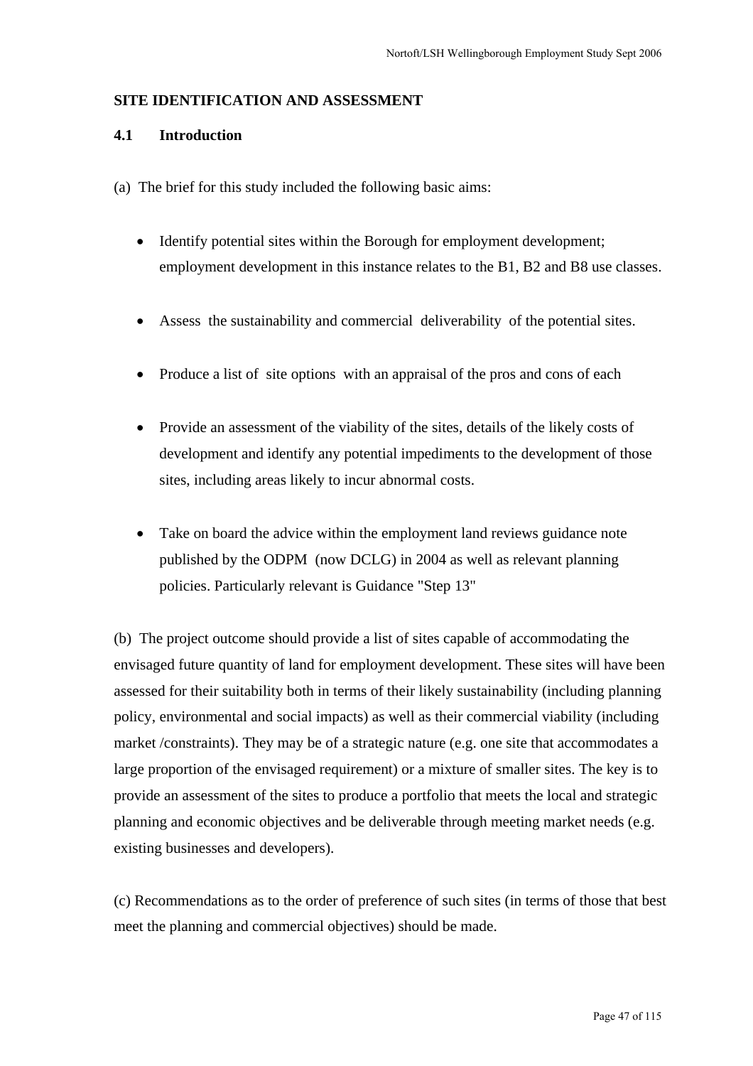## SITE IDENTIFICATION AND ASSESSMENT

### 4.1 Introduction

(a) The brief for this study included the following basic aims:

- Identify potential sites within the Borough for employment development; employment development in this instance relates to the B1, B2 and B8 use classes.
- Assess the sustainability and commercial deliverability of the potential sites.
- Produce a list of site options with an appraisal of the pros and cons of each
- Provide an assessment of the viability of the sites, details of the likely costs of development and identify any potential impediments to the development of those sites, including areas likely to incur abnormal costs.
- Take on board the advice within the employment land reviews guidance note published by the ODPM (now DCLG) in 2004 as well as relevant planning policies. Particularly relevant is Guidance "Step 13"

(b) The project outcome should provide a list of sites capable of accommodating the envisaged future quantity of land for employment development. These sites will have been assessed for their suitability both in terms of their likely sustainability (including planning policy, environmental and social impacts) as well as their commercial viability (including market /constraints). They may be of a strategic nature (e.g. one site that accommodates a large proportion of the envisaged requirement) or a mixture of smaller sites. The key is to provide an assessment of the sites to produce a portfolio that meets the local and strategic planning and economic objectives and be deliverable through meeting market needs (e.g. existing businesses and developers).

(c) Recommendations as to the order of preference of such sites (in terms of those that best meet the planning and commercial objectives) should be made.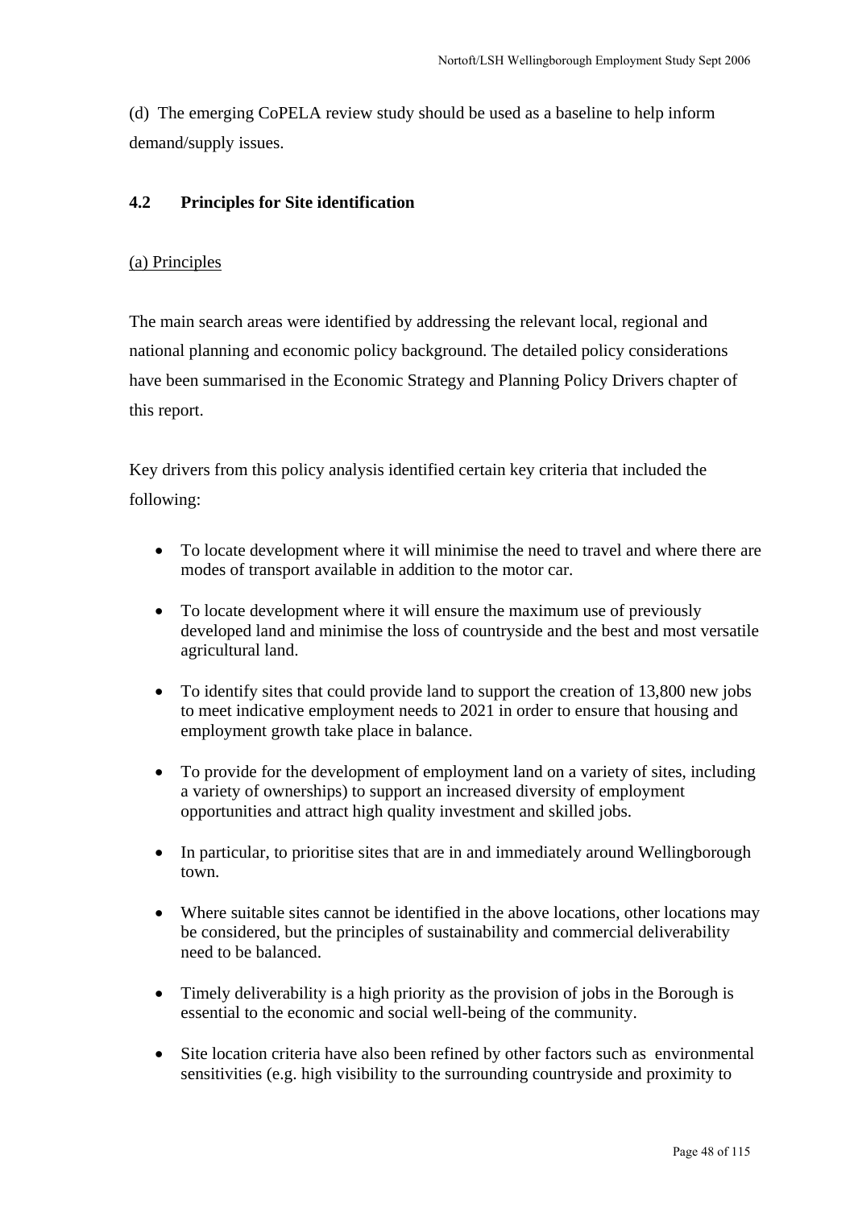(d) The emerging CoPELA review study should be used as a baseline to help inform demand/supply issues.

## 4.2 Principles for Site identification

(a) Principles

The main search areas were identified by addressing the relevant local, regional and national planning and economic policy background. The detailed policy considerations have been summarised in the Economic Strategy and Planning Policy Drivers chapter of this report.

Key drivers from this policy analysis identified certain key criteria that included the following:

- To locate development where it will minimise the need to travel and where there are modes of transport available in addition to the motor car.
- To locate development where it will ensure the maximum use of previously developed land and minimise the loss of countryside and the best and most versatile agricultural land.
- To identify sites that could provide land to support the creation of 13,800 new jobs to meet indicative employment needs to 2021 in order to ensure that housing and employment growth take place in balance.
- To provide for the development of employment land on a variety of sites, including a variety of ownerships) to support an increased diversity of employment opportunities and attract high quality investment and skilled jobs.
- In particular, to prioritise sites that are in and immediately around Wellingborough town.
- Where suitable sites cannot be identified in the above locations, other locations may be considered, but the principles of sustainability and commercial deliverability need to be balanced.
- Timely deliverability is a high priority as the provision of jobs in the Borough is essential to the economic and social well-being of the community.
- Site location criteria have also been refined by other factors such as environmental sensitivities (e.g. high visibility to the surrounding countryside and proximity to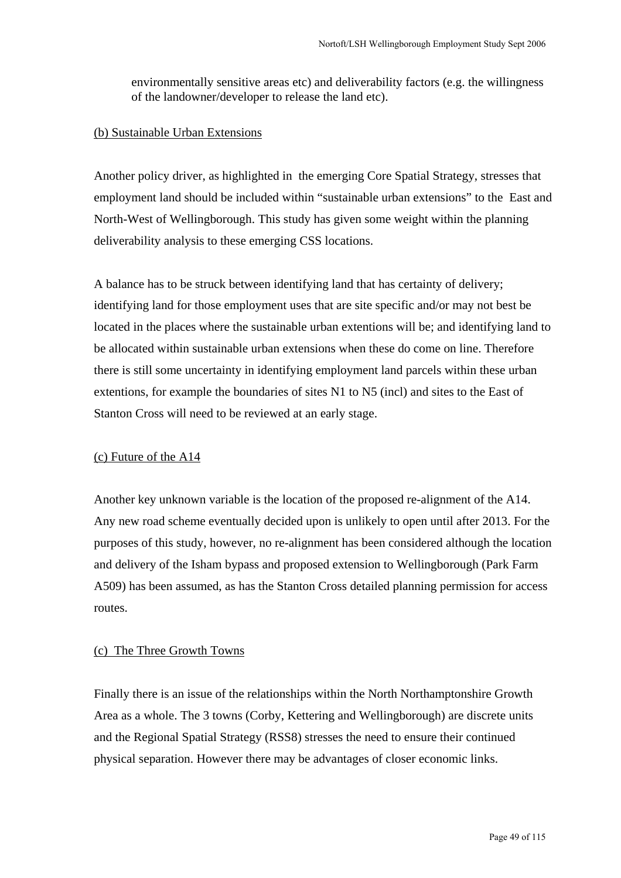environmentally sensitive areas etc) and deliverability factors (e.g. the willingness of the landowner/developer to release the land etc).

(b) Sustainable Urban Extensions

Another policy driver, as highlighted in the emerging Core Spatial Strategy, stresses that employment land should be included within "sustainable urban extensions" to the East and North-West of Wellingborough. This study has given some weight within the planning deliverability analysis to these emerging CSS locations.

A balance has to be struck between identifying land that has certainty of delivery; identifying land for those employment uses that are site specific and/or may not best be located in the places where the sustainable urban extentions will be; and identifying land to be allocated within sustainable urban extensions when these do come on line. Therefore there is still some uncertainty in identifying employment land parcels within these urban extentions, for example the boundaries of sites N1 to N5 (incl) and sites to the East of Stanton Cross will need to be reviewed at an early stage.

(c) Future of the A14

Another key unknown variable is the location of the proposed re-alignment of the A14. Any new road scheme eventually decided upon is unlikely to open until after 2013. For the purposes of this study, however, no re-alignment has been considered although the location and delivery of the Isham bypass and proposed extension to Wellingborough (Park Farm A509) has been assumed, as has the Stanton Cross detailed planning permission for access routes.

(c) The Three Growth Towns

Finally there is an issue of the relationships within the North Northamptonshire Growth Area as a whole. The 3 towns (Corby, Kettering and Wellingborough) are discrete units and the Regional Spatial Strategy (RSS8) stresses the need to ensure their continued physical separation. However there may be advantages of closer economic links.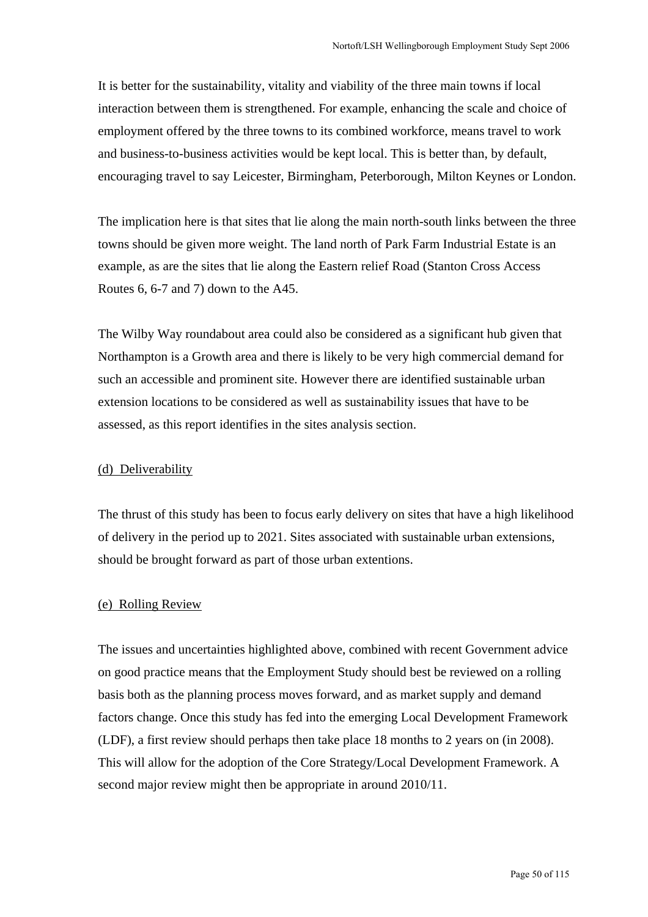It is better for the sustainability, vitality and viability of the three main towns if local interaction between them is strengthened. For example, enhancing the scale and choice of employment offered by the three towns to its combined workforce, means travel to work and business-to-business activities would be kept local. This is better than, by default, encouraging travel to say Leicester, Birmingham, Peterborough, Milton Keynes or London.

The implication here is that sites that lie along the main north-south links between the three towns should be given more weight. The land north of Park Farm Industrial Estate is an example, as are the sites that lie along the Eastern relief Road (Stanton Cross Access Routes 6, 6-7 and 7) down to the A45.

The Wilby Way roundabout area could also be considered as a significant hub given that Northampton is a Growth area and there is likely to be very high commercial demand for such an accessible and prominent site. However there are identified sustainable urban extension locations to be considered as well as sustainability issues that have to be assessed, as this report identifies in the sites analysis section.

(d) Deliverability

The thrust of this study has been to focus early delivery on sites that have a high likelihood of delivery in the period up to 2021. Sites associated with sustainable urban extensions, should be brought forward as part of those urban extentions.

(e) Rolling Review

The issues and uncertainties highlighted above, combined with recent Government advice on good practice means that the Employment Study should best be reviewed on a rolling basis both as the planning process moves forward, and as market supply and demand factors change. Once this study has fed into the emerging Local Development Framework (LDF), a first review should perhaps then take place 18 months to 2 years on (in 2008). This will allow for the adoption of the Core Strategy/Local Development Framework. A second major review might then be appropriate in around 2010/11.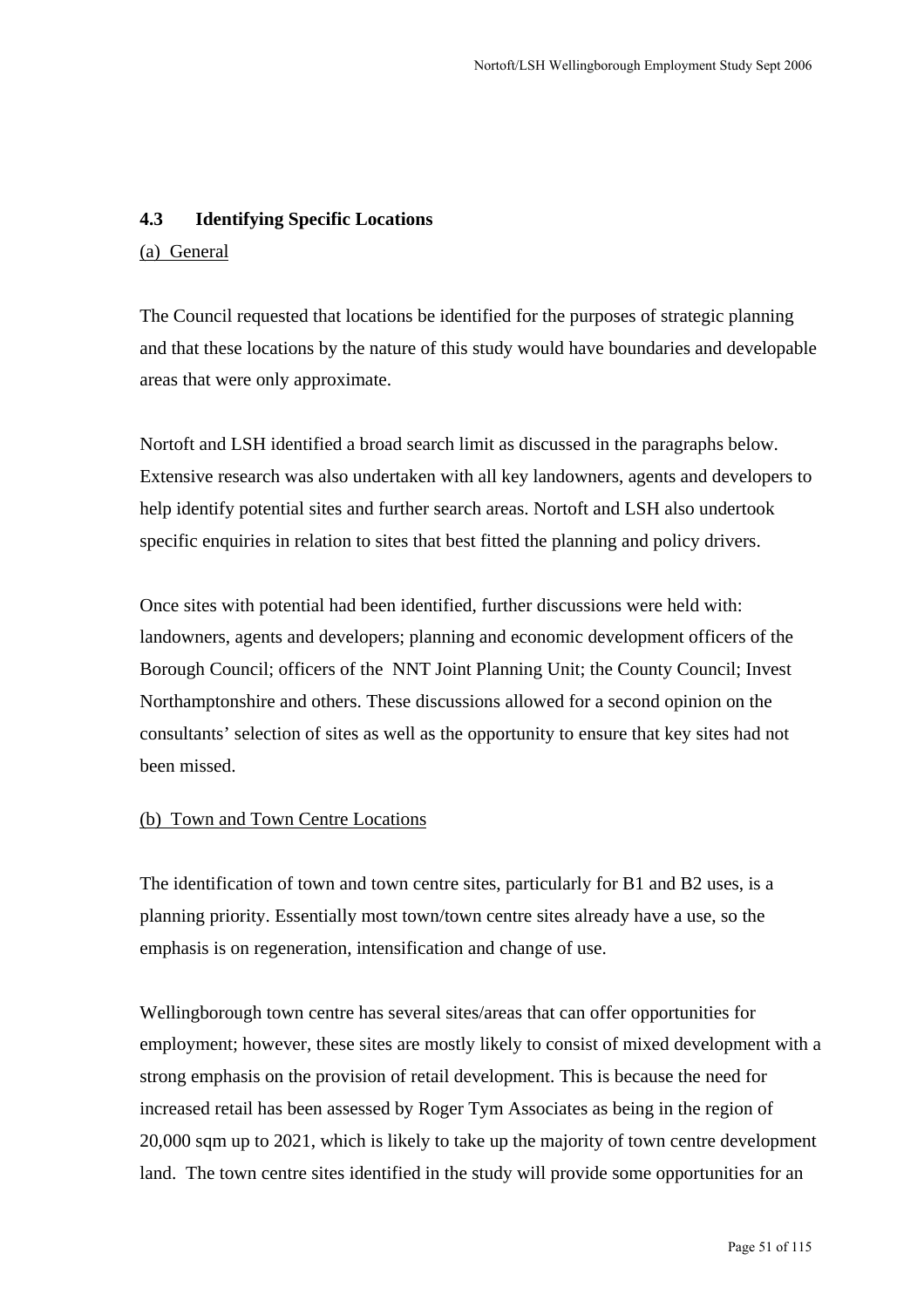## 4.3 Identifying Specific Locations

(a) General

The Council requested that locations be identified for the purposes of strategic planning and that these locations by the nature of this study would have boundaries and developable areas that were only approximate.

Nortoft and LSH identified a broad search limit as discussed in the paragraphs below. Extensive research was also undertaken with all key landowners, agents and developers to help identify potential sites and further search areas. Nortoft and LSH also undertook specific enquiries in relation to sites that best fitted the planning and policy drivers.

Once sites with potential had been identified, further discussions were held with: landowners, agents and developers; planning and economic development officers of the Borough Council; officers of the NNT Joint Planning Unit; the County Council; Invest Northamptonshire and others. These discussions allowed for a second opinion on the consultants' selection of sites as well as the opportunity to ensure that key sites had not been missed.

(b) Town and Town Centre Locations

The identification of town and town centre sites, particularly for B1 and B2 uses, is a planning priority. Essentially most town/town centre sites already have a use, so the emphasis is on regeneration, intensification and change of use.

Wellingborough town centre has several sites/areas that can offer opportunities for employment; however, these sites are mostly likely to consist of mixed development with a strong emphasis on the provision of retail development. This is because the need for increased retail has been assessed by Roger Tym Associates as being in the region of 20,000 sqm up to 2021, which is likely to take up the majority of town centre development land. The town centre sites identified in the study will provide some opportunities for an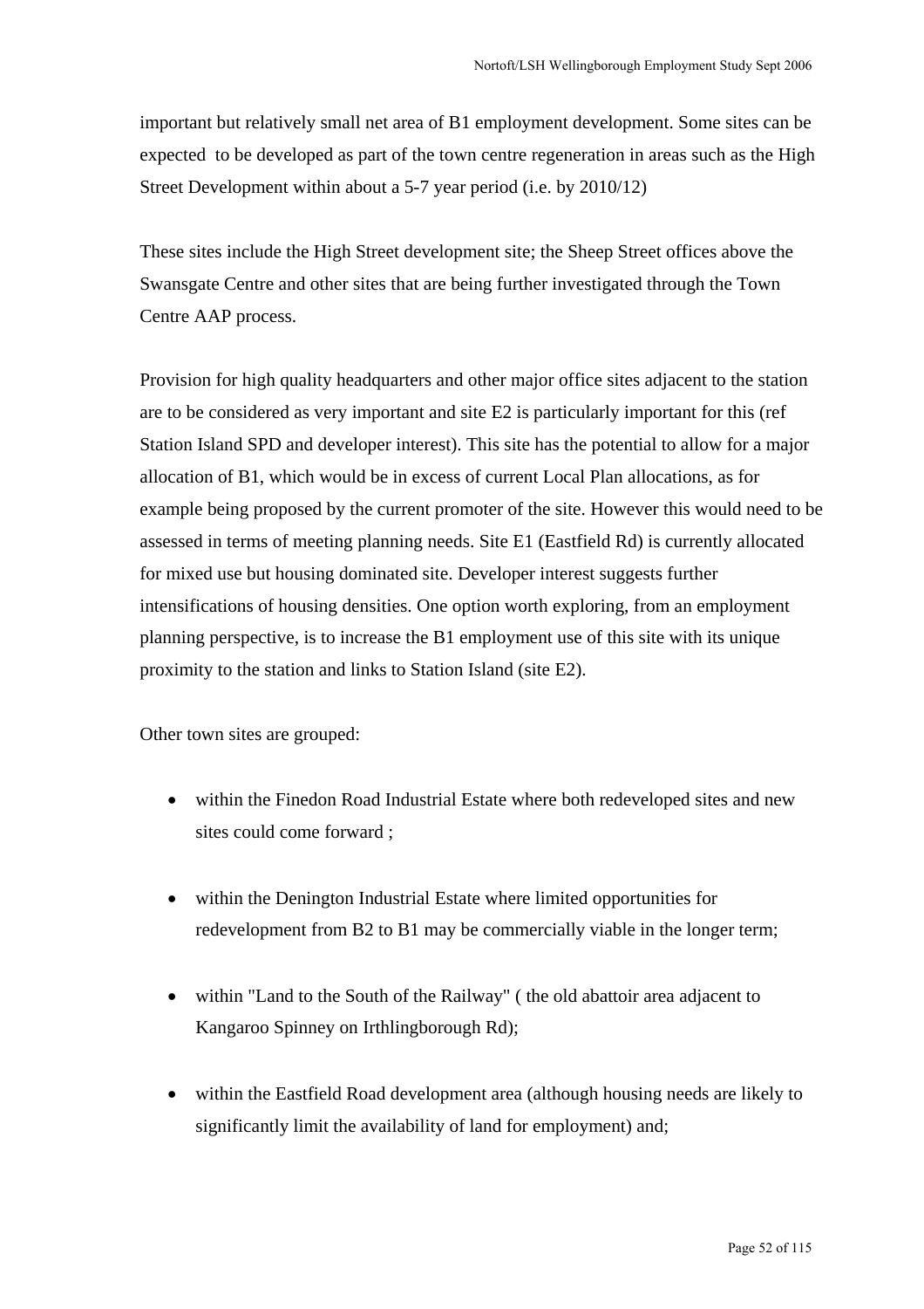important but relatively small net area of B1 employment development. Some sites can be expected to be developed as part of the town centre regeneration in areas such as the High Street Development within about a 5-7 year period (i.e. by 2010/12)

These sites include the High Street development site; the Sheep Street offices above the Swansgate Centre and other sites that are being further investigated through the Town Centre AAP process.

Provision for high quality headquarters and other major office sites adjacent to the station are to be considered as very important and site E2 is particularly important for this (ref Station Island SPD and developer interest). This site has the potential to allow for a major allocation of B1, which would be in excess of current Local Plan allocations, as for example being proposed by the current promoter of the site. However this would need to be assessed in terms of meeting planning needs. Site E1 (Eastfield Rd) is currently allocated for mixed use but housing dominated site. Developer interest suggests further intensifications of housing densities. One option worth exploring, from an employment planning perspective, is to increase the B1 employment use of this site with its unique proximity to the station and links to Station Island (site E2).

Other town sites are grouped:

- within the Finedon Road Industrial Estate where both redeveloped sites and new sites could come forward ;

- within the Denington Industrial Estate where limited opportunities for redevelopment from B2 to B1 may be commercially viable in the longer term;

- within "Land to the South of the Railway" ( the old abattoir area adjacent to Kangaroo Spinney on Irthlingborough Rd);

- within the Eastfield Road development area (although housing needs are likely to significantly limit the availability of land for employment) and;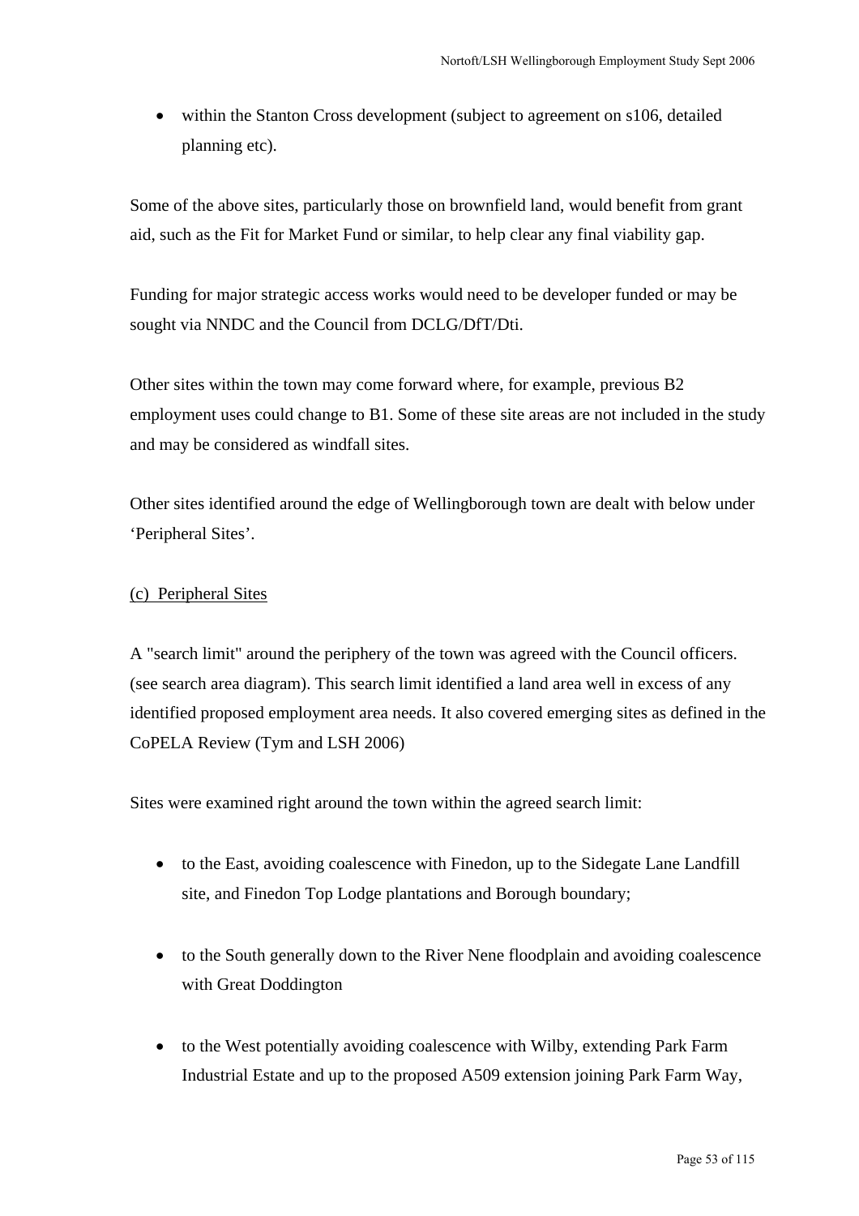- within the Stanton Cross development (subject to agreement on s106, detailed planning etc).

Some of the above sites, particularly those on brownfield land, would benefit from grant aid, such as the Fit for Market Fund or similar, to help clear any final viability gap.

Funding for major strategic access works would need to be developer funded or may be sought via NNDC and the Council from DCLG/DfT/Dti.

Other sites within the town may come forward where, for example, previous B2 employment uses could change to B1. Some of these site areas are not included in the study and may be considered as windfall sites.

Other sites identified around the edge of Wellingborough town are dealt with below under 'Peripheral Sites'.

(c) Peripheral Sites

A "search limit" around the periphery of the town was agreed with the Council officers. (see search area diagram). This search limit identified a land area well in excess of any identified proposed employment area needs. It also covered emerging sites as defined in the CoPELA Review (Tym and LSH 2006)

Sites were examined right around the town within the agreed search limit:

- to the East, avoiding coalescence with Finedon, up to the Sidegate Lane Landfill site, and Finedon Top Lodge plantations and Borough boundary;

- to the South generally down to the River Nene floodplain and avoiding coalescence with Great Doddington

- to the West potentially avoiding coalescence with Wilby, extending Park Farm Industrial Estate and up to the proposed A509 extension joining Park Farm Way,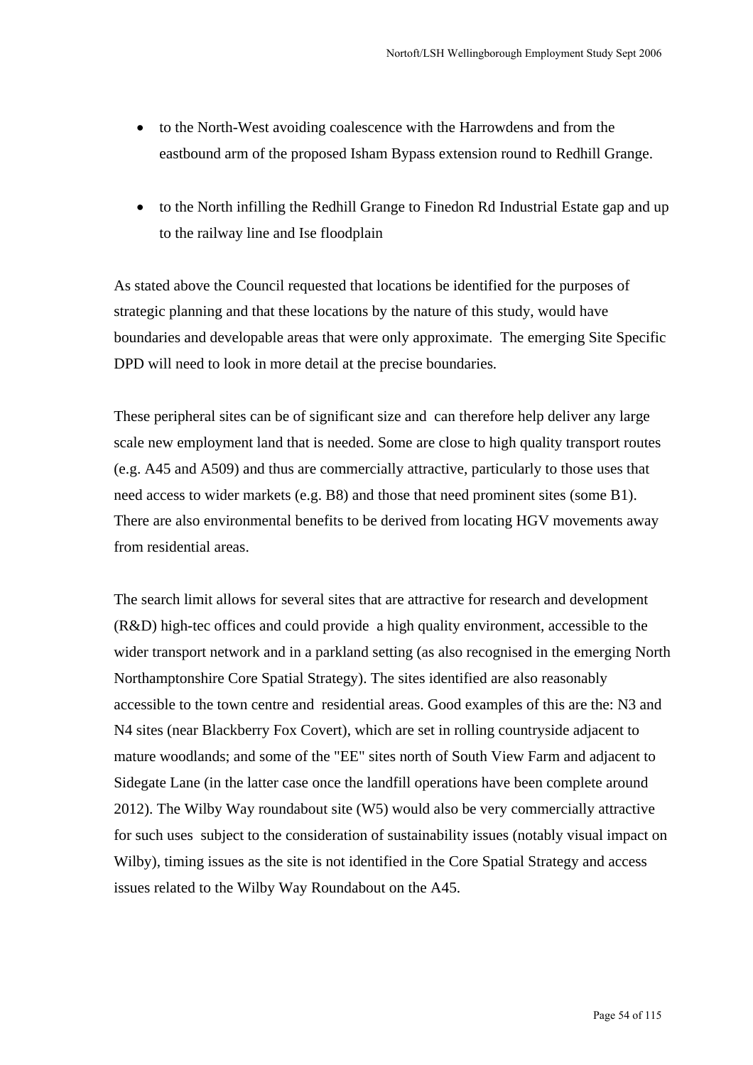- to the North-West avoiding coalescence with the Harrowdens and from the eastbound arm of the proposed Isham Bypass extension round to Redhill Grange.

- to the North infilling the Redhill Grange to Finedon Rd Industrial Estate gap and up to the railway line and Ise floodplain

As stated above the Council requested that locations be identified for the purposes of strategic planning and that these locations by the nature of this study, would have boundaries and developable areas that were only approximate. The emerging Site Specific DPD will need to look in more detail at the precise boundaries.

These peripheral sites can be of significant size and can therefore help deliver any large scale new employment land that is needed. Some are close to high quality transport routes (e.g. A45 and A509) and thus are commercially attractive, particularly to those uses that need access to wider markets (e.g. B8) and those that need prominent sites (some B1). There are also environmental benefits to be derived from locating HGV movements away from residential areas.

The search limit allows for several sites that are attractive for research and development (R&D) high-tec offices and could provide a high quality environment, accessible to the wider transport network and in a parkland setting (as also recognised in the emerging North Northamptonshire Core Spatial Strategy). The sites identified are also reasonably accessible to the town centre and residential areas. Good examples of this are the: N3 and N4 sites (near Blackberry Fox Covert), which are set in rolling countryside adjacent to mature woodlands; and some of the "EE" sites north of South View Farm and adjacent to Sidegate Lane (in the latter case once the landfill operations have been complete around 2012). The Wilby Way roundabout site (W5) would also be very commercially attractive for such uses subject to the consideration of sustainability issues (notably visual impact on Wilby), timing issues as the site is not identified in the Core Spatial Strategy and access issues related to the Wilby Way Roundabout on the A45.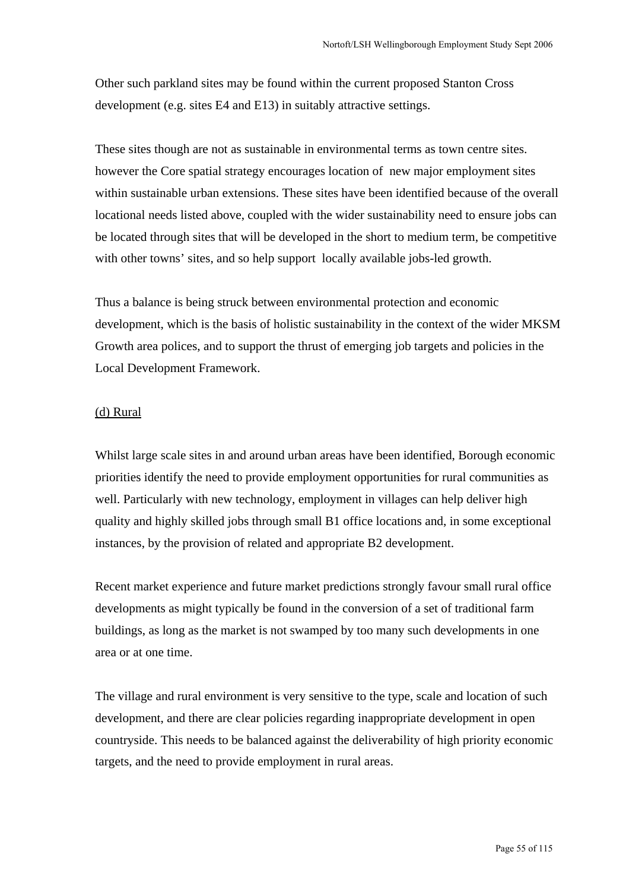Other such parkland sites may be found within the current proposed Stanton Cross development (e.g. sites E4 and E13) in suitably attractive settings.

These sites though are not as sustainable in environmental terms as town centre sites. however the Core spatial strategy encourages location of new major employment sites within sustainable urban extensions. These sites have been identified because of the overall locational needs listed above, coupled with the wider sustainability need to ensure jobs can be located through sites that will be developed in the short to medium term, be competitive with other towns' sites, and so help support locally available jobs-led growth.

Thus a balance is being struck between environmental protection and economic development, which is the basis of holistic sustainability in the context of the wider MKSM Growth area polices, and to support the thrust of emerging job targets and policies in the Local Development Framework.

(d) Rural

Whilst large scale sites in and around urban areas have been identified, Borough economic priorities identify the need to provide employment opportunities for rural communities as well. Particularly with new technology, employment in villages can help deliver high quality and highly skilled jobs through small B1 office locations and, in some exceptional instances, by the provision of related and appropriate B2 development.

Recent market experience and future market predictions strongly favour small rural office developments as might typically be found in the conversion of a set of traditional farm buildings, as long as the market is not swamped by too many such developments in one area or at one time.

The village and rural environment is very sensitive to the type, scale and location of such development, and there are clear policies regarding inappropriate development in open countryside. This needs to be balanced against the deliverability of high priority economic targets, and the need to provide employment in rural areas.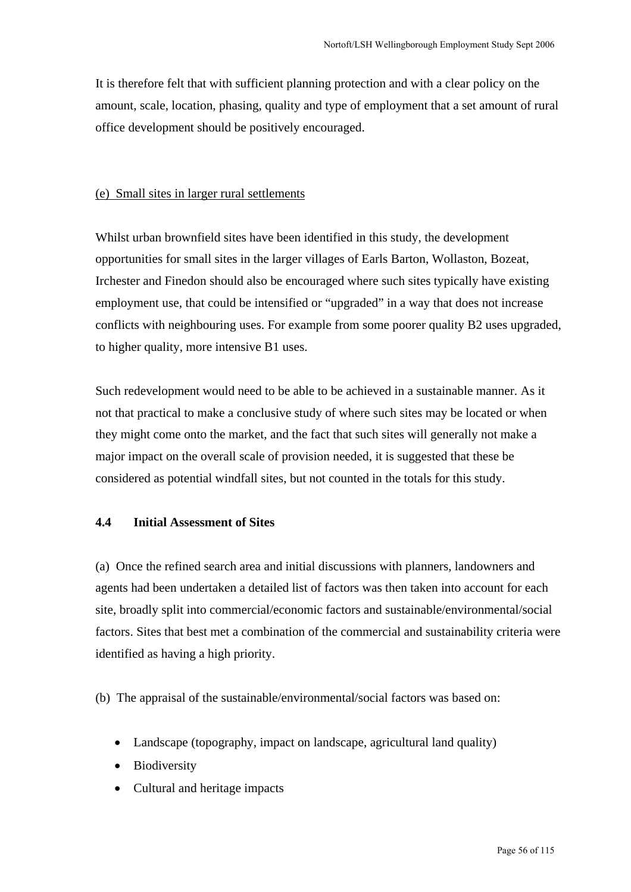It is therefore felt that with sufficient planning protection and with a clear policy on the amount, scale, location, phasing, quality and type of employment that a set amount of rural office development should be positively encouraged.

<u>(e) Small sites in larger rural settlements</u>

Whilst urban brownfield sites have been identified in this study, the development opportunities for small sites in the larger villages of Earls Barton, Wollaston, Bozeat, Irchester and Finedon should also be encouraged where such sites typically have existing employment use, that could be intensified or "upgraded" in a way that does not increase conflicts with neighbouring uses. For example from some poorer quality B2 uses upgraded, to higher quality, more intensive B1 uses.

Such redevelopment would need to be able to be achieved in a sustainable manner. As it not that practical to make a conclusive study of where such sites may be located or when they might come onto the market, and the fact that such sites will generally not make a major impact on the overall scale of provision needed, it is suggested that these be considered as potential windfall sites, but not counted in the totals for this study.

### 4.4 Initial Assessment of Sites

(a) Once the refined search area and initial discussions with planners, landowners and agents had been undertaken a detailed list of factors was then taken into account for each site, broadly split into commercial/economic factors and sustainable/environmental/social factors. Sites that best met a combination of the commercial and sustainability criteria were identified as having a high priority.

(b) The appraisal of the sustainable/environmental/social factors was based on:

- Landscape (topography, impact on landscape, agricultural land quality)
- Biodiversity
- Cultural and heritage impacts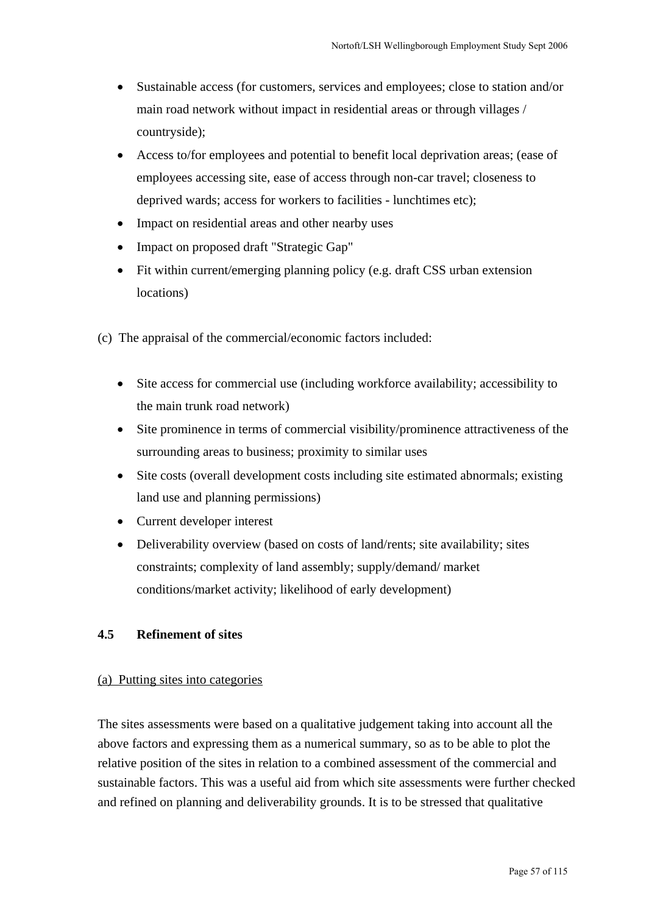- Sustainable access (for customers, services and employees; close to station and/or main road network without impact in residential areas or through villages / countryside);
- Access to/for employees and potential to benefit local deprivation areas; (ease of employees accessing site, ease of access through non-car travel; closeness to deprived wards; access for workers to facilities - lunchtimes etc);
- Impact on residential areas and other nearby uses
- Impact on proposed draft "Strategic Gap"
- Fit within current/emerging planning policy (e.g. draft CSS urban extension locations)

(c) The appraisal of the commercial/economic factors included:

- Site access for commercial use (including workforce availability; accessibility to the main trunk road network)
- Site prominence in terms of commercial visibility/prominence attractiveness of the surrounding areas to business; proximity to similar uses
- Site costs (overall development costs including site estimated abnormals; existing land use and planning permissions)
- Current developer interest
- Deliverability overview (based on costs of land/rents; site availability; sites constraints; complexity of land assembly; supply/demand/ market conditions/market activity; likelihood of early development)

### 4.5 Refinement of sites

<u>(a) Putting sites into categories</u>

The sites assessments were based on a qualitative judgement taking into account all the above factors and expressing them as a numerical summary, so as to be able to plot the relative position of the sites in relation to a combined assessment of the commercial and sustainable factors. This was a useful aid from which site assessments were further checked and refined on planning and deliverability grounds. It is to be stressed that qualitative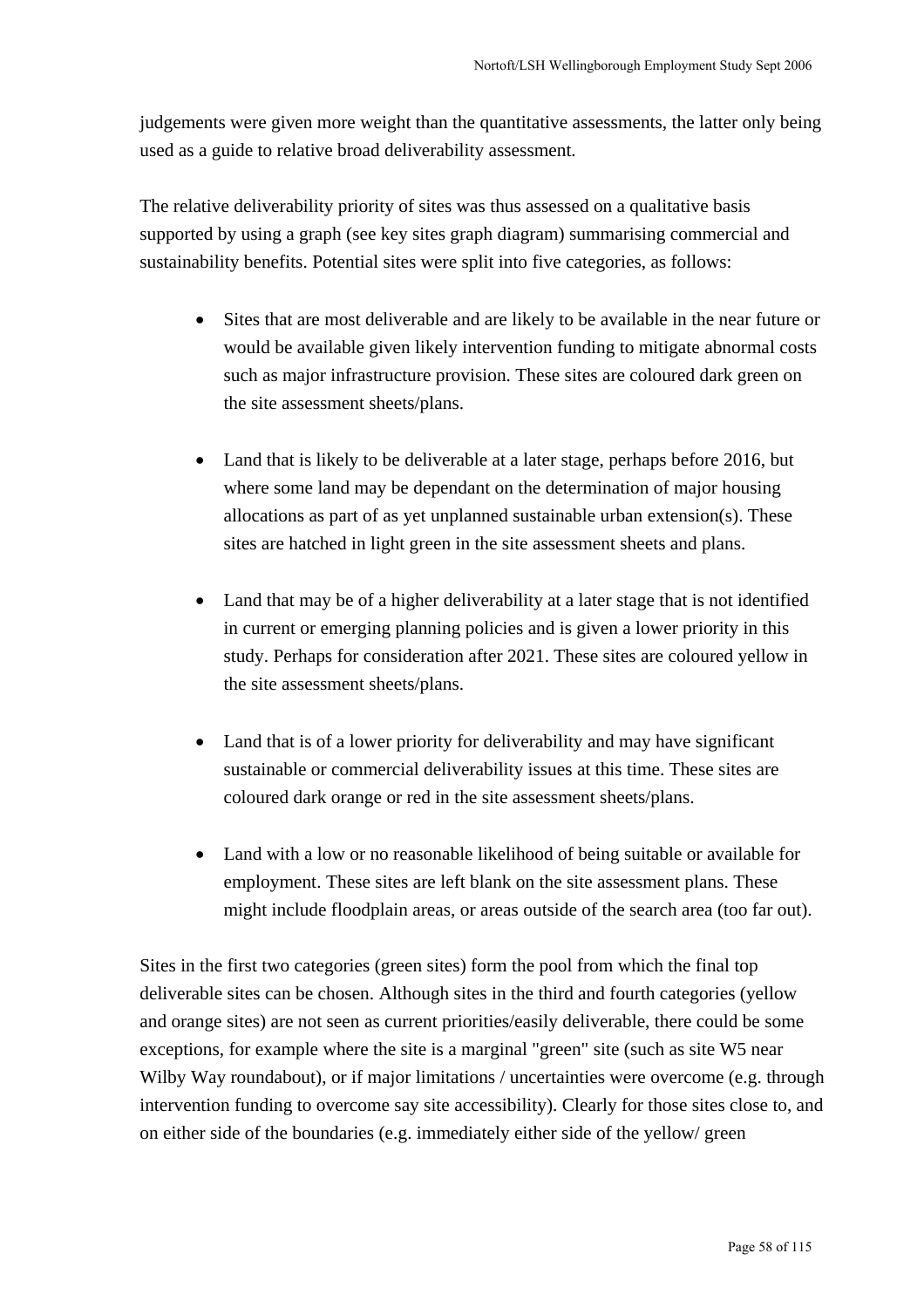judgements were given more weight than the quantitative assessments, the latter only being used as a guide to relative broad deliverability assessment.

The relative deliverability priority of sites was thus assessed on a qualitative basis supported by using a graph (see key sites graph diagram) summarising commercial and sustainability benefits. Potential sites were split into five categories, as follows:

- Sites that are most deliverable and are likely to be available in the near future or would be available given likely intervention funding to mitigate abnormal costs such as major infrastructure provision. These sites are coloured dark green on the site assessment sheets/plans.

- Land that is likely to be deliverable at a later stage, perhaps before 2016, but where some land may be dependant on the determination of major housing allocations as part of as yet unplanned sustainable urban extension(s). These sites are hatched in light green in the site assessment sheets and plans.

- Land that may be of a higher deliverability at a later stage that is not identified in current or emerging planning policies and is given a lower priority in this study. Perhaps for consideration after 2021. These sites are coloured yellow in the site assessment sheets/plans.

- Land that is of a lower priority for deliverability and may have significant sustainable or commercial deliverability issues at this time. These sites are coloured dark orange or red in the site assessment sheets/plans.

- Land with a low or no reasonable likelihood of being suitable or available for employment. These sites are left blank on the site assessment plans. These might include floodplain areas, or areas outside of the search area (too far out).

Sites in the first two categories (green sites) form the pool from which the final top deliverable sites can be chosen. Although sites in the third and fourth categories (yellow and orange sites) are not seen as current priorities/easily deliverable, there could be some exceptions, for example where the site is a marginal "green" site (such as site W5 near Wilby Way roundabout), or if major limitations / uncertainties were overcome (e.g. through intervention funding to overcome say site accessibility). Clearly for those sites close to, and on either side of the boundaries (e.g. immediately either side of the yellow/ green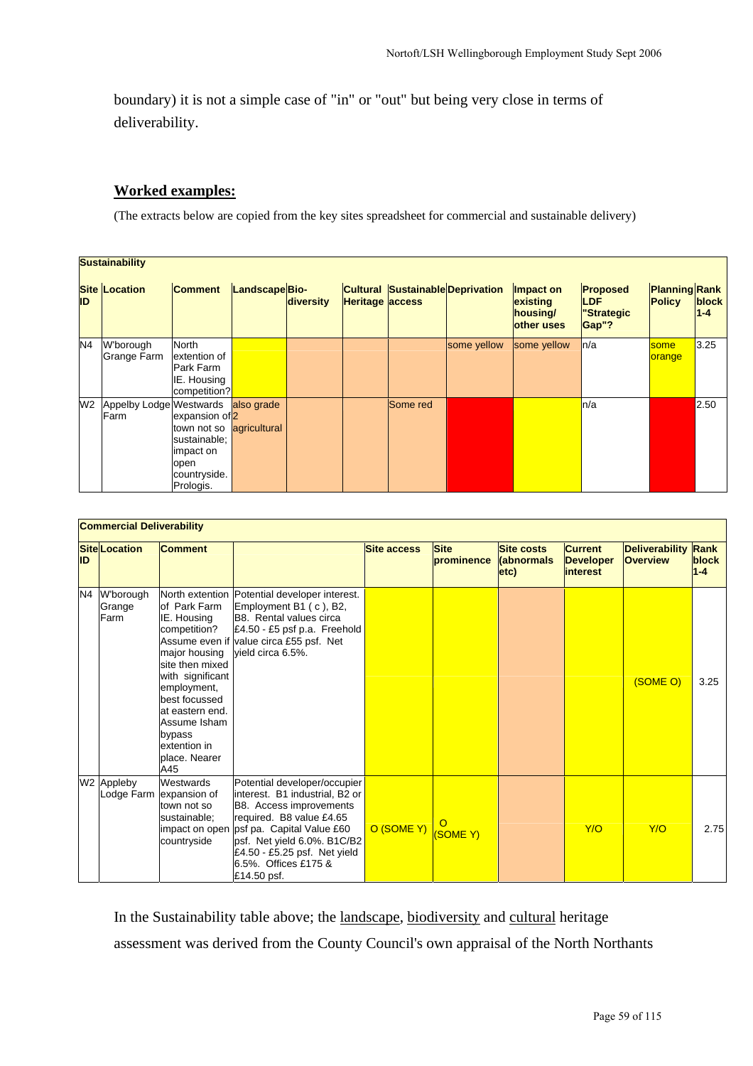boundary) it is not a simple case of "in" or "out" but being very close in terms of deliverability.

## Worked examples:

(The extracts below are copied from the key sites spreadsheet for commercial and sustainable delivery)

| **Sustainability** | | | | | | | | | | | |
|---|---|---|---|---|---|---|---|---|---|---|---|
| **Site ID** | **Location** | **Comment** | **Landscape** | **Bio-diversity** | **Cultural Heritage** | **Sustainable access** | **Deprivation** | **Impact on existing housing/ other uses** | **Proposed LDF "Strategic Gap"?** | **Planning Policy** | **Rank block 1-4** |
| N4 | W'borough Grange Farm | North extention of Park Farm IE. Housing competition? | | | | | some yellow | some yellow | n/a | some orange | 3.25 |
| W2 | Appelby Lodge Farm | Westwards expansion of town not so sustainable; impact on open countryside. Prologis. | also grade 2 agricultural | | | Some red | | | n/a | | 2.50 |

| **Commercial Deliverability** | | | | | | | | | |
|---|---|---|---|---|---|---|---|---|---|
| **Site ID** | **Location** | **Comment** | | **Site access** | **Site prominence** | **Site costs (abnormals etc)** | **Current Developer interest** | **Deliverability Overview** | **Rank block 1-4** |
| N4 | W'borough Grange Farm | North extention of Park Farm IE. Housing competition? Assume even if major housing site then mixed with significant employment, best focussed at eastern end. Assume Isham bypass extention in place. Nearer A45 | Potential developer interest. Employment B1 ( c ), B2, B8. Rental values circa £4.50 - £5 psf p.a. Freehold value circa £55 psf. Net yield circa 6.5%. | | | | | (SOME O) | 3.25 |
| W2 | Appleby Lodge Farm | Westwards expansion of town not so sustainable; impact on open countryside | Potential developer/occupier interest. B1 industrial, B2 or B8. Access improvements required. B8 value £4.65 psf pa. Capital Value £60 psf. Net yield 6.0%. B1C/B2 £4.50 - £5.25 psf. Net yield 6.5%. Offices £175 & £14.50 psf. | O (SOME Y) | O (SOME Y) | | Y/O | Y/O | 2.75 |

In the Sustainability table above; the landscape, biodiversity and cultural heritage assessment was derived from the County Council's own appraisal of the North Northants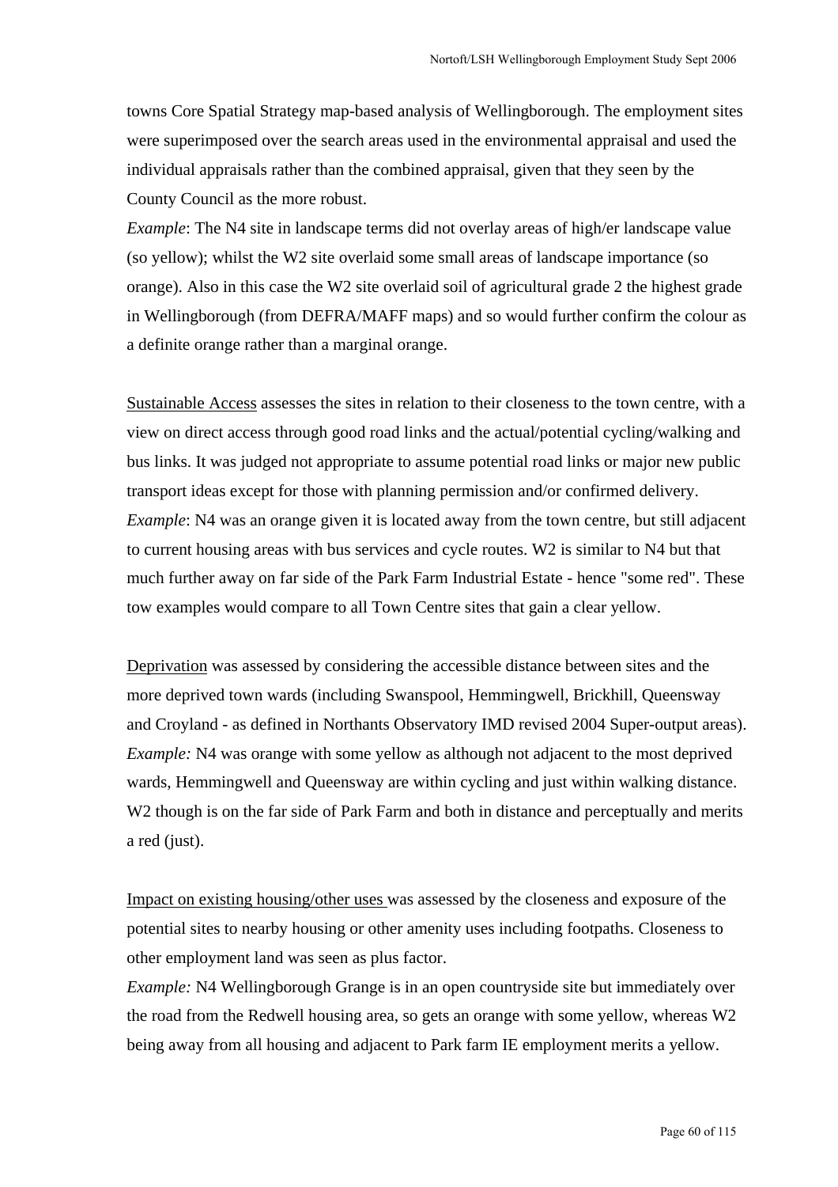towns Core Spatial Strategy map-based analysis of Wellingborough. The employment sites were superimposed over the search areas used in the environmental appraisal and used the individual appraisals rather than the combined appraisal, given that they seen by the County Council as the more robust.

*Example*: The N4 site in landscape terms did not overlay areas of high/er landscape value (so yellow); whilst the W2 site overlaid some small areas of landscape importance (so orange). Also in this case the W2 site overlaid soil of agricultural grade 2 the highest grade in Wellingborough (from DEFRA/MAFF maps) and so would further confirm the colour as a definite orange rather than a marginal orange.

<u>Sustainable Access</u> assesses the sites in relation to their closeness to the town centre, with a view on direct access through good road links and the actual/potential cycling/walking and bus links. It was judged not appropriate to assume potential road links or major new public transport ideas except for those with planning permission and/or confirmed delivery.

*Example*: N4 was an orange given it is located away from the town centre, but still adjacent to current housing areas with bus services and cycle routes. W2 is similar to N4 but that much further away on far side of the Park Farm Industrial Estate - hence "some red". These tow examples would compare to all Town Centre sites that gain a clear yellow.

<u>Deprivation</u> was assessed by considering the accessible distance between sites and the more deprived town wards (including Swanspool, Hemmingwell, Brickhill, Queensway and Croyland - as defined in Northants Observatory IMD revised 2004 Super-output areas).

*Example:* N4 was orange with some yellow as although not adjacent to the most deprived wards, Hemmingwell and Queensway are within cycling and just within walking distance. W2 though is on the far side of Park Farm and both in distance and perceptually and merits a red (just).

<u>Impact on existing housing/other uses</u> was assessed by the closeness and exposure of the potential sites to nearby housing or other amenity uses including footpaths. Closeness to other employment land was seen as plus factor.

*Example:* N4 Wellingborough Grange is in an open countryside site but immediately over the road from the Redwell housing area, so gets an orange with some yellow, whereas W2 being away from all housing and adjacent to Park farm IE employment merits a yellow.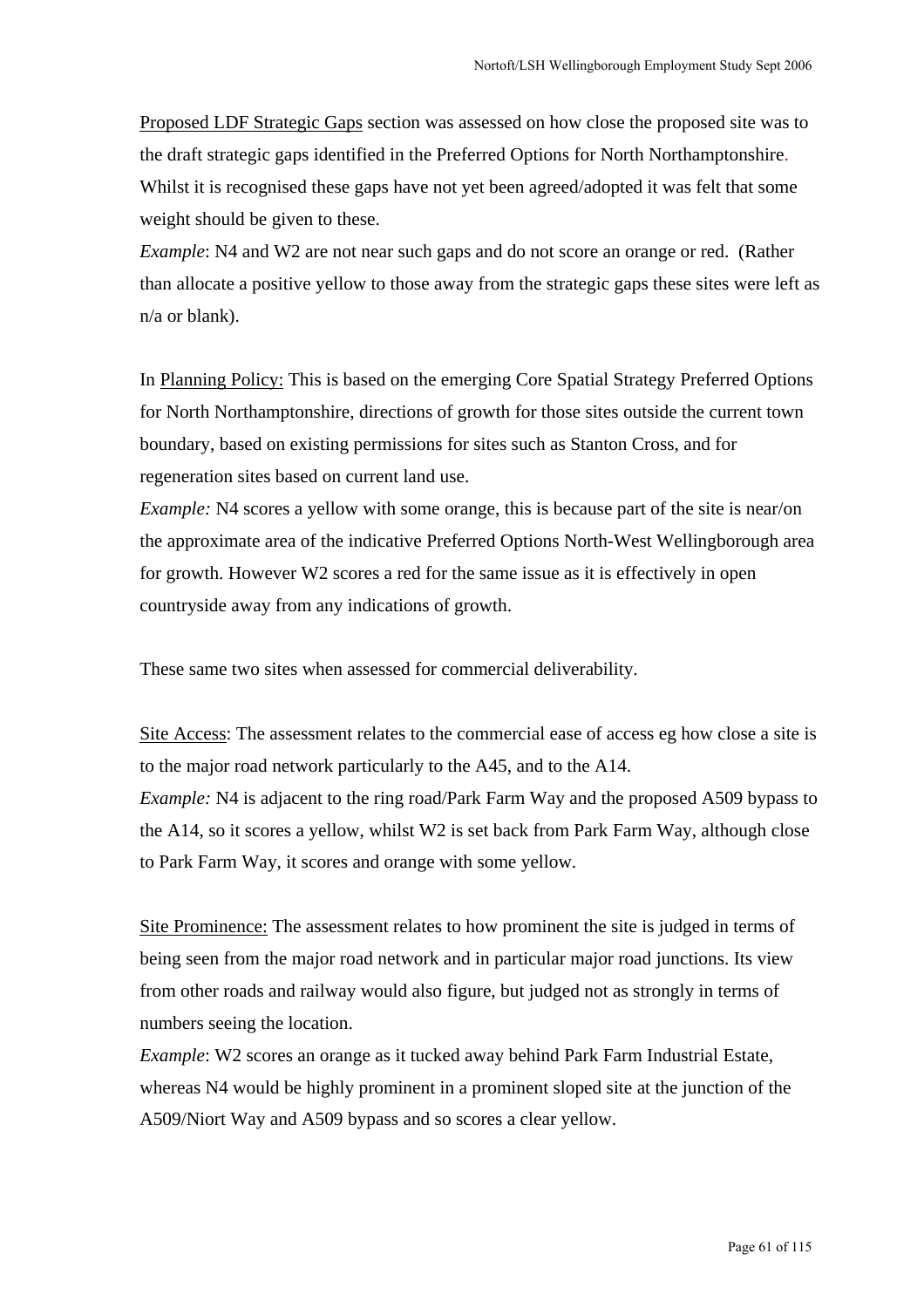Proposed LDF Strategic Gaps section was assessed on how close the proposed site was to the draft strategic gaps identified in the Preferred Options for North Northamptonshire. Whilst it is recognised these gaps have not yet been agreed/adopted it was felt that some weight should be given to these.

*Example*: N4 and W2 are not near such gaps and do not score an orange or red. (Rather than allocate a positive yellow to those away from the strategic gaps these sites were left as n/a or blank).

In Planning Policy: This is based on the emerging Core Spatial Strategy Preferred Options for North Northamptonshire, directions of growth for those sites outside the current town boundary, based on existing permissions for sites such as Stanton Cross, and for regeneration sites based on current land use.

*Example:* N4 scores a yellow with some orange, this is because part of the site is near/on the approximate area of the indicative Preferred Options North-West Wellingborough area for growth. However W2 scores a red for the same issue as it is effectively in open countryside away from any indications of growth.

These same two sites when assessed for commercial deliverability.

Site Access: The assessment relates to the commercial ease of access eg how close a site is to the major road network particularly to the A45, and to the A14.

*Example:* N4 is adjacent to the ring road/Park Farm Way and the proposed A509 bypass to the A14, so it scores a yellow, whilst W2 is set back from Park Farm Way, although close to Park Farm Way, it scores and orange with some yellow.

Site Prominence: The assessment relates to how prominent the site is judged in terms of being seen from the major road network and in particular major road junctions. Its view from other roads and railway would also figure, but judged not as strongly in terms of numbers seeing the location.

*Example*: W2 scores an orange as it tucked away behind Park Farm Industrial Estate, whereas N4 would be highly prominent in a prominent sloped site at the junction of the A509/Niort Way and A509 bypass and so scores a clear yellow.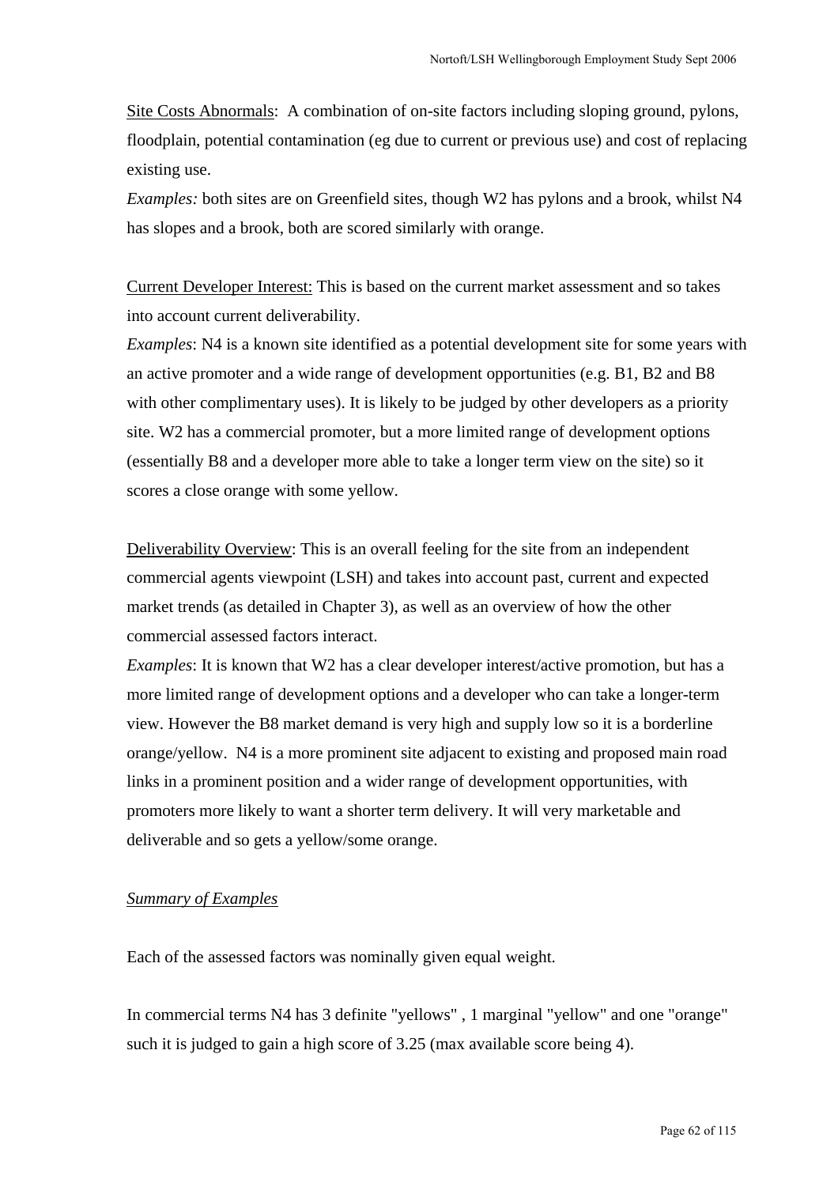<u>Site Costs Abnormals</u>: A combination of on-site factors including sloping ground, pylons, floodplain, potential contamination (eg due to current or previous use) and cost of replacing existing use.

*Examples:* both sites are on Greenfield sites, though W2 has pylons and a brook, whilst N4 has slopes and a brook, both are scored similarly with orange.

<u>Current Developer Interest:</u> This is based on the current market assessment and so takes into account current deliverability.

*Examples*: N4 is a known site identified as a potential development site for some years with an active promoter and a wide range of development opportunities (e.g. B1, B2 and B8 with other complimentary uses). It is likely to be judged by other developers as a priority site. W2 has a commercial promoter, but a more limited range of development options (essentially B8 and a developer more able to take a longer term view on the site) so it scores a close orange with some yellow.

<u>Deliverability Overview</u>: This is an overall feeling for the site from an independent commercial agents viewpoint (LSH) and takes into account past, current and expected market trends (as detailed in Chapter 3), as well as an overview of how the other commercial assessed factors interact.

*Examples*: It is known that W2 has a clear developer interest/active promotion, but has a more limited range of development options and a developer who can take a longer-term view. However the B8 market demand is very high and supply low so it is a borderline orange/yellow. N4 is a more prominent site adjacent to existing and proposed main road links in a prominent position and a wider range of development opportunities, with promoters more likely to want a shorter term delivery. It will very marketable and deliverable and so gets a yellow/some orange.

*<u>Summary of Examples</u>*

Each of the assessed factors was nominally given equal weight.

In commercial terms N4 has 3 definite "yellows" , 1 marginal "yellow" and one "orange" such it is judged to gain a high score of 3.25 (max available score being 4).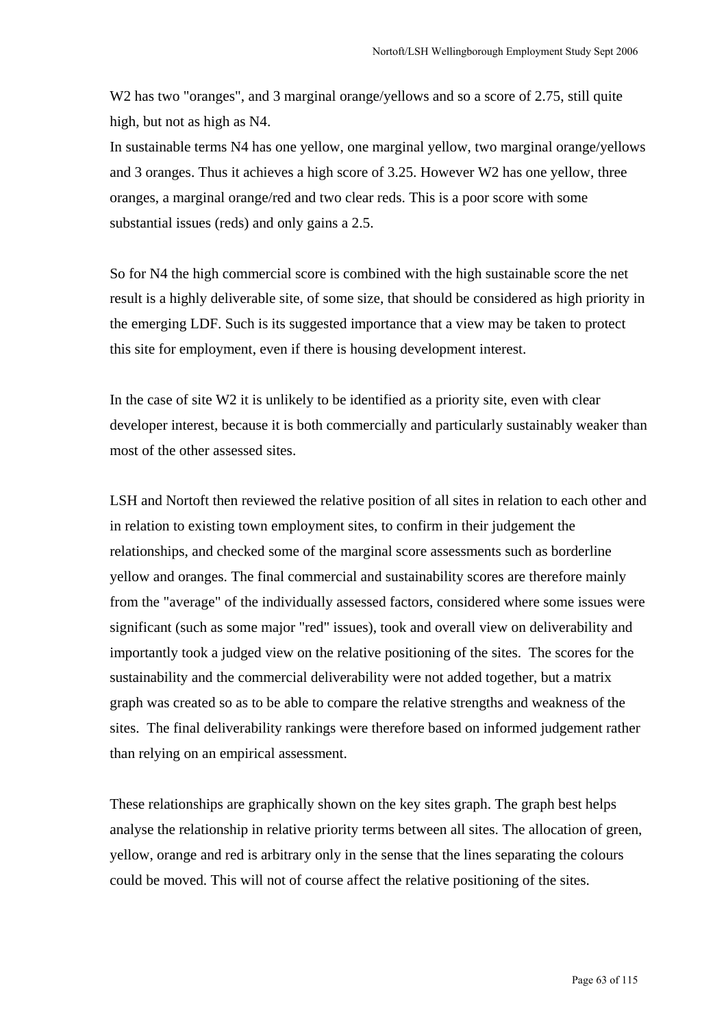W2 has two "oranges", and 3 marginal orange/yellows and so a score of 2.75, still quite high, but not as high as N4.
In sustainable terms N4 has one yellow, one marginal yellow, two marginal orange/yellows and 3 oranges. Thus it achieves a high score of 3.25. However W2 has one yellow, three oranges, a marginal orange/red and two clear reds. This is a poor score with some substantial issues (reds) and only gains a 2.5.

So for N4 the high commercial score is combined with the high sustainable score the net result is a highly deliverable site, of some size, that should be considered as high priority in the emerging LDF. Such is its suggested importance that a view may be taken to protect this site for employment, even if there is housing development interest.

In the case of site W2 it is unlikely to be identified as a priority site, even with clear developer interest, because it is both commercially and particularly sustainably weaker than most of the other assessed sites.

LSH and Nortoft then reviewed the relative position of all sites in relation to each other and in relation to existing town employment sites, to confirm in their judgement the relationships, and checked some of the marginal score assessments such as borderline yellow and oranges. The final commercial and sustainability scores are therefore mainly from the "average" of the individually assessed factors, considered where some issues were significant (such as some major "red" issues), took and overall view on deliverability and importantly took a judged view on the relative positioning of the sites. The scores for the sustainability and the commercial deliverability were not added together, but a matrix graph was created so as to be able to compare the relative strengths and weakness of the sites. The final deliverability rankings were therefore based on informed judgement rather than relying on an empirical assessment.

These relationships are graphically shown on the key sites graph. The graph best helps analyse the relationship in relative priority terms between all sites. The allocation of green, yellow, orange and red is arbitrary only in the sense that the lines separating the colours could be moved. This will not of course affect the relative positioning of the sites.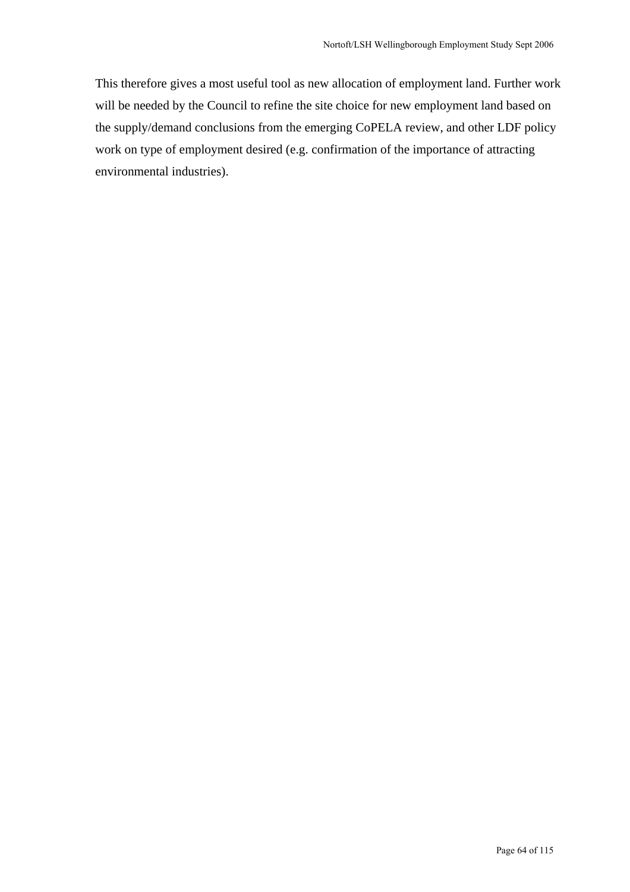This therefore gives a most useful tool as new allocation of employment land. Further work will be needed by the Council to refine the site choice for new employment land based on the supply/demand conclusions from the emerging CoPELA review, and other LDF policy work on type of employment desired (e.g. confirmation of the importance of attracting environmental industries).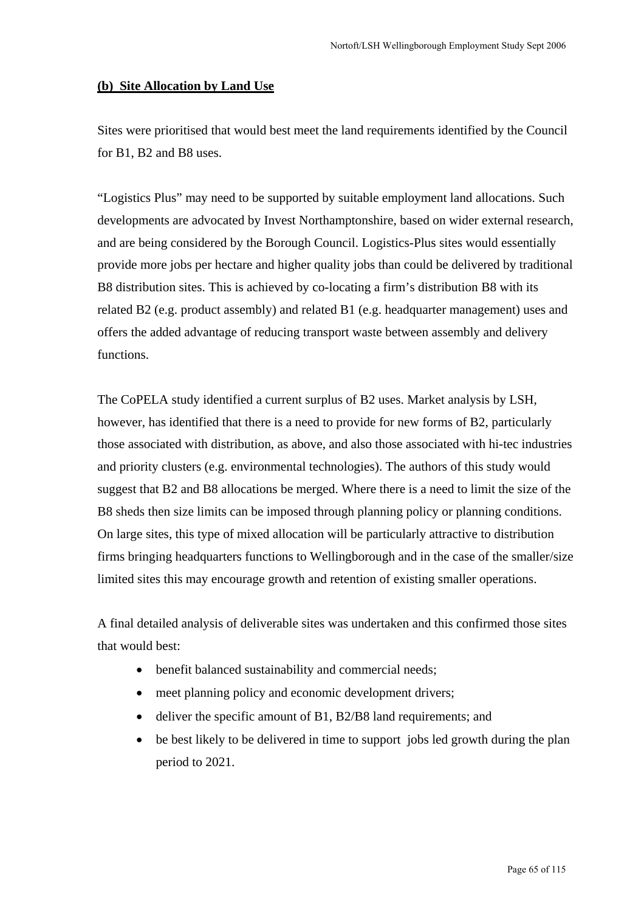## (b) Site Allocation by Land Use

Sites were prioritised that would best meet the land requirements identified by the Council for B1, B2 and B8 uses.

"Logistics Plus" may need to be supported by suitable employment land allocations. Such developments are advocated by Invest Northamptonshire, based on wider external research, and are being considered by the Borough Council. Logistics-Plus sites would essentially provide more jobs per hectare and higher quality jobs than could be delivered by traditional B8 distribution sites. This is achieved by co-locating a firm's distribution B8 with its related B2 (e.g. product assembly) and related B1 (e.g. headquarter management) uses and offers the added advantage of reducing transport waste between assembly and delivery functions.

The CoPELA study identified a current surplus of B2 uses. Market analysis by LSH, however, has identified that there is a need to provide for new forms of B2, particularly those associated with distribution, as above, and also those associated with hi-tec industries and priority clusters (e.g. environmental technologies). The authors of this study would suggest that B2 and B8 allocations be merged. Where there is a need to limit the size of the B8 sheds then size limits can be imposed through planning policy or planning conditions. On large sites, this type of mixed allocation will be particularly attractive to distribution firms bringing headquarters functions to Wellingborough and in the case of the smaller/size limited sites this may encourage growth and retention of existing smaller operations.

A final detailed analysis of deliverable sites was undertaken and this confirmed those sites that would best:

- benefit balanced sustainability and commercial needs;
- meet planning policy and economic development drivers;
- deliver the specific amount of B1, B2/B8 land requirements; and
- be best likely to be delivered in time to support jobs led growth during the plan period to 2021.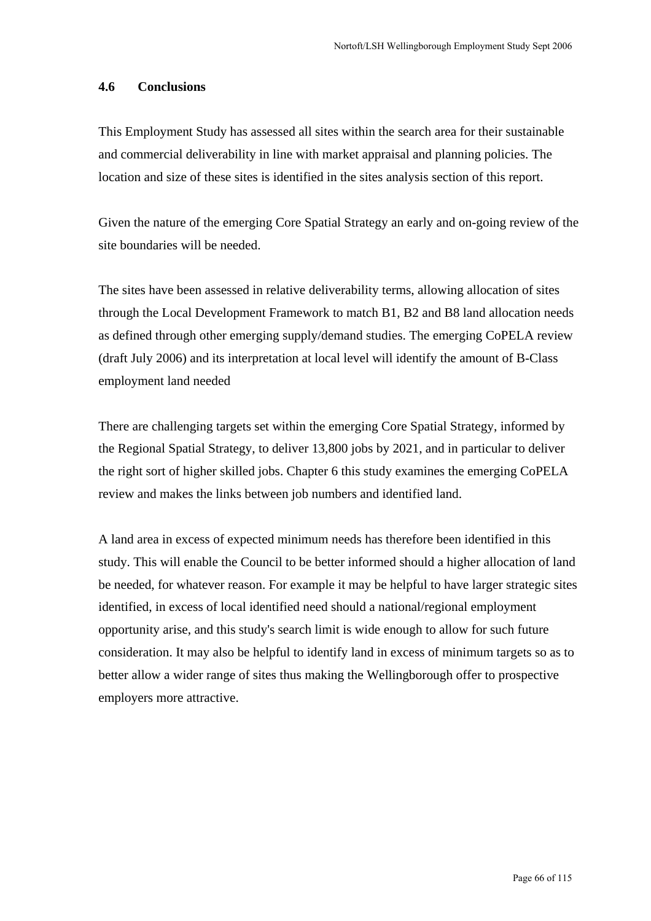### 4.6 Conclusions

This Employment Study has assessed all sites within the search area for their sustainable and commercial deliverability in line with market appraisal and planning policies. The location and size of these sites is identified in the sites analysis section of this report.

Given the nature of the emerging Core Spatial Strategy an early and on-going review of the site boundaries will be needed.

The sites have been assessed in relative deliverability terms, allowing allocation of sites through the Local Development Framework to match B1, B2 and B8 land allocation needs as defined through other emerging supply/demand studies. The emerging CoPELA review (draft July 2006) and its interpretation at local level will identify the amount of B-Class employment land needed

There are challenging targets set within the emerging Core Spatial Strategy, informed by the Regional Spatial Strategy, to deliver 13,800 jobs by 2021, and in particular to deliver the right sort of higher skilled jobs. Chapter 6 this study examines the emerging CoPELA review and makes the links between job numbers and identified land.

A land area in excess of expected minimum needs has therefore been identified in this study. This will enable the Council to be better informed should a higher allocation of land be needed, for whatever reason. For example it may be helpful to have larger strategic sites identified, in excess of local identified need should a national/regional employment opportunity arise, and this study's search limit is wide enough to allow for such future consideration. It may also be helpful to identify land in excess of minimum targets so as to better allow a wider range of sites thus making the Wellingborough offer to prospective employers more attractive.